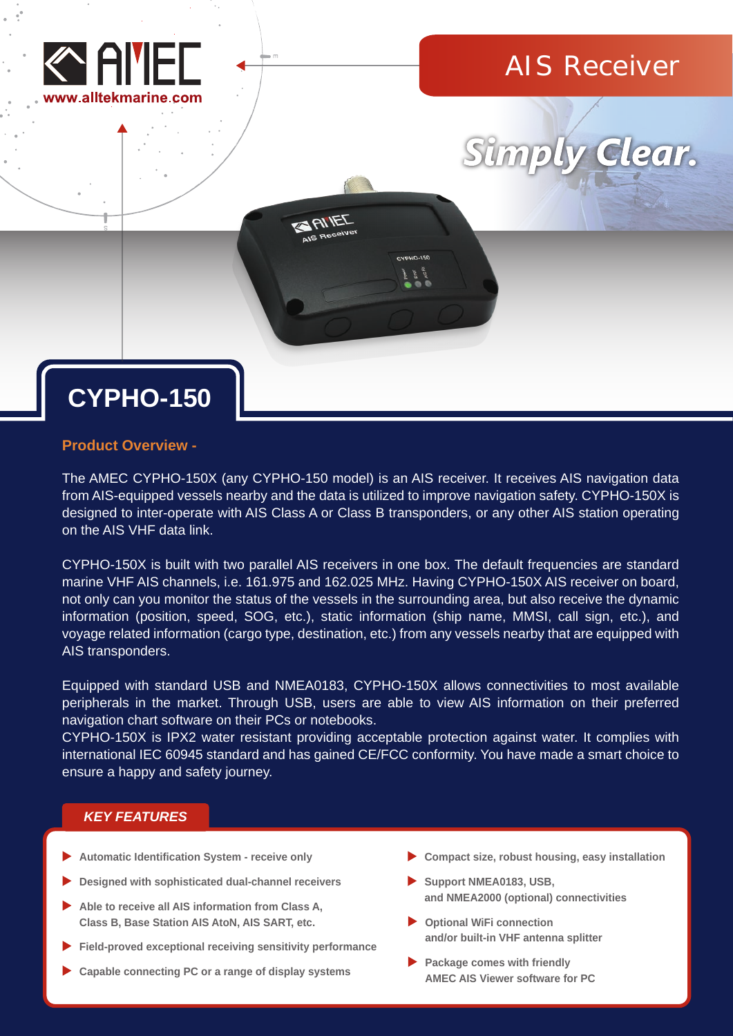AMEC
www.alltekmarine.com

# AIS Receiver

*Simply Clear.*

# CYPHO-150

## Product Overview -

The AMEC CYPHO-150X (any CYPHO-150 model) is an AIS receiver. It receives AIS navigation data from AIS-equipped vessels nearby and the data is utilized to improve navigation safety. CYPHO-150X is designed to inter-operate with AIS Class A or Class B transponders, or any other AIS station operating on the AIS VHF data link.

CYPHO-150X is built with two parallel AIS receivers in one box. The default frequencies are standard marine VHF AIS channels, i.e. 161.975 and 162.025 MHz. Having CYPHO-150X AIS receiver on board, not only can you monitor the status of the vessels in the surrounding area, but also receive the dynamic information (position, speed, SOG, etc.), static information (ship name, MMSI, call sign, etc.), and voyage related information (cargo type, destination, etc.) from any vessels nearby that are equipped with AIS transponders.

Equipped with standard USB and NMEA0183, CYPHO-150X allows connectivities to most available peripherals in the market. Through USB, users are able to view AIS information on their preferred navigation chart software on their PCs or notebooks.
CYPHO-150X is IPX2 water resistant providing acceptable protection against water. It complies with international IEC 60945 standard and has gained CE/FCC conformity. You have made a smart choice to ensure a happy and safety journey.

## *KEY FEATURES*

- Automatic Identification System - receive only
- Designed with sophisticated dual-channel receivers
- Able to receive all AIS information from Class A, Class B, Base Station AIS AtoN, AIS SART, etc.
- Field-proved exceptional receiving sensitivity performance
- Capable connecting PC or a range of display systems
- Compact size, robust housing, easy installation
- Support NMEA0183, USB, and NMEA2000 (optional) connectivities
- Optional WiFi connection and/or built-in VHF antenna splitter
- Package comes with friendly AMEC AIS Viewer software for PC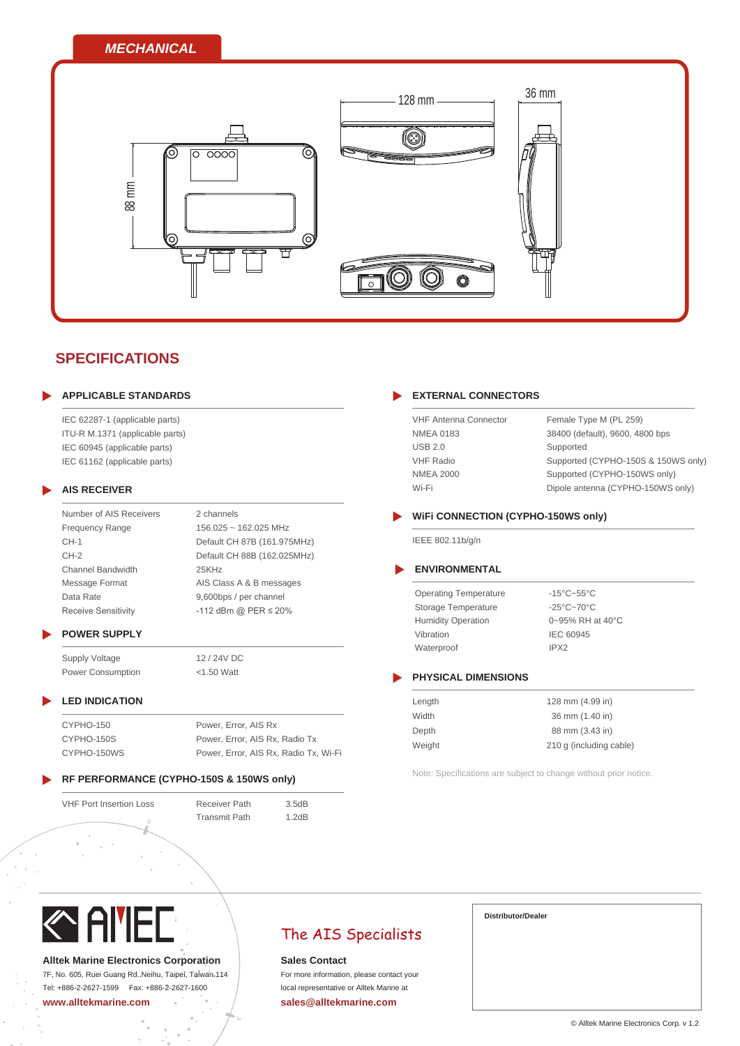## MECHANICAL

128 mm

36 mm

88 mm

## SPECIFICATIONS

### APPLICABLE STANDARDS

IEC 62287-1 (applicable parts)
ITU-R M.1371 (applicable parts)
IEC 60945 (applicable parts)
IEC 61162 (applicable parts)

### AIS RECEIVER

| | |
|---|---|
| Number of AIS Receivers | 2 channels |
| Frequency Range | 156.025 ~ 162.025 MHz |
| CH-1 | Default CH 87B (161.975MHz) |
| CH-2 | Default CH 88B (162.025MHz) |
| Channel Bandwidth | 25KHz |
| Message Format | AIS Class A & B messages |
| Data Rate | 9,600bps / per channel |
| Receive Sensitivity | -112 dBm @ PER ≤ 20% |

### POWER SUPPLY

| | |
|---|---|
| Supply Voltage | 12 / 24V DC |
| Power Consumption | <1.50 Watt |

### LED INDICATION

| | |
|---|---|
| CYPHO-150 | Power, Error, AIS Rx |
| CYPHO-150S | Power, Error, AIS Rx, Radio Tx |
| CYPHO-150WS | Power, Error, AIS Rx, Radio Tx, Wi-Fi |

### RF PERFORMANCE (CYPHO-150S & 150WS only)

| | | |
|---|---|---|
| VHF Port Insertion Loss | Receiver Path | 3.5dB |
| | Transmit Path | 1.2dB |

### EXTERNAL CONNECTORS

| | |
|---|---|
| VHF Antenna Connector | Female Type M (PL 259) |
| NMEA 0183 | 38400 (default), 9600, 4800 bps |
| USB 2.0 | Supported |
| VHF Radio | Supported (CYPHO-150S & 150WS only) |
| NMEA 2000 | Supported (CYPHO-150WS only) |
| Wi-Fi | Dipole antenna (CYPHO-150WS only) |

### WiFi CONNECTION (CYPHO-150WS only)

IEEE 802.11b/g/n

### ENVIRONMENTAL

| | |
|---|---|
| Operating Temperature | -15°C~55°C |
| Storage Temperature | -25°C~70°C |
| Humidity Operation | 0~95% RH at 40°C |
| Vibration | IEC 60945 |
| Waterproof | IPX2 |

### PHYSICAL DIMENSIONS

| | |
|---|---|
| Length | 128 mm (4.99 in) |
| Width | 36 mm (1.40 in) |
| Depth | 88 mm (3.43 in) |
| Weight | 210 g (including cable) |

Note: Specifications are subject to change without prior notice.

**Alltek Marine Electronics Corporation**
7F, No. 605, Ruei Guang Rd.,Neihu, Taipei, Taiwan 114
Tel: +886-2-2627-1599 Fax: +886-2-2627-1600
**www.alltekmarine.com**

The AIS Specialists

**Sales Contact**
For more information, please contact your local representative or Alltek Marine at
**sales@alltekmarine.com**

**Distributor/Dealer**

© Alltek Marine Electronics Corp. v 1.2